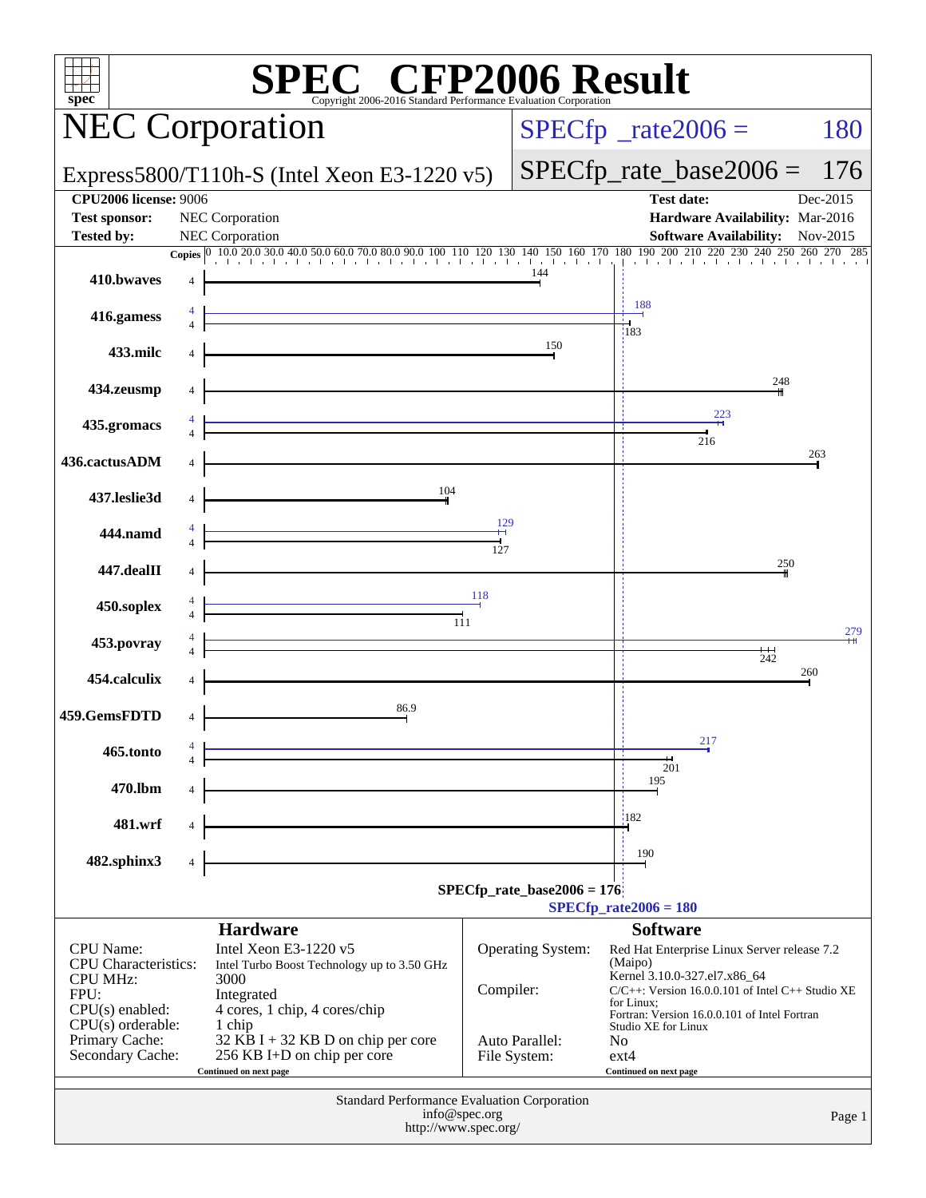# SPEC CFP2006 Result

Copyright 2006-2016 Standard Performance Evaluation Corporation

## NEC Corporation

**Express5800/T110h-S (Intel Xeon E3-1220 v5)**

SPECfp_rate2006 = 180

SPECfp_rate_base2006 = 176

| | | | |
|---|---|---|---|
| **CPU2006 license:** 9006 | | **Test date:** | Dec-2015 |
| **Test sponsor:** | NEC Corporation | **Hardware Availability:** | Mar-2016 |
| **Tested by:** | NEC Corporation | **Software Availability:** | Nov-2015 |

| Benchmark | Copies (peak) | Peak | Copies (base) | Base |
|---|---|---|---|---|
| 410.bwaves | | | 4 | 144 |
| 416.gamess | 4 | 188 | 4 | 183 |
| 433.milc | | | 4 | 150 |
| 434.zeusmp | | | 4 | 248 |
| 435.gromacs | 4 | 223 | 4 | 216 |
| 436.cactusADM | | | 4 | 263 |
| 437.leslie3d | | | 4 | 104 |
| 444.namd | 4 | 129 | 4 | 127 |
| 447.dealII | | | 4 | 250 |
| 450.soplex | 4 | 118 | 4 | 111 |
| 453.povray | 4 | 279 | 4 | 242 |
| 454.calculix | | | 4 | 260 |
| 459.GemsFDTD | | | 4 | 86.9 |
| 465.tonto | 4 | 217 | 4 | 201 |
| 470.lbm | | | 4 | 195 |
| 481.wrf | | | 4 | 182 |
| 482.sphinx3 | | | 4 | 190 |

SPECfp_rate_base2006 = 176

SPECfp_rate2006 = 180

### Hardware

| | |
|---|---|
| CPU Name: | Intel Xeon E3-1220 v5 |
| CPU Characteristics: | Intel Turbo Boost Technology up to 3.50 GHz |
| CPU MHz: | 3000 |
| FPU: | Integrated |
| CPU(s) enabled: | 4 cores, 1 chip, 4 cores/chip |
| CPU(s) orderable: | 1 chip |
| Primary Cache: | 32 KB I + 32 KB D on chip per core |
| Secondary Cache: | 256 KB I+D on chip per core |

Continued on next page

### Software

| | |
|---|---|
| Operating System: | Red Hat Enterprise Linux Server release 7.2 (Maipo) Kernel 3.10.0-327.el7.x86_64 |
| Compiler: | C/C++: Version 16.0.0.101 of Intel C++ Studio XE for Linux; Fortran: Version 16.0.0.101 of Intel Fortran Studio XE for Linux |
| Auto Parallel: | No |
| File System: | ext4 |

Continued on next page

Standard Performance Evaluation Corporation
info@spec.org
http://www.spec.org/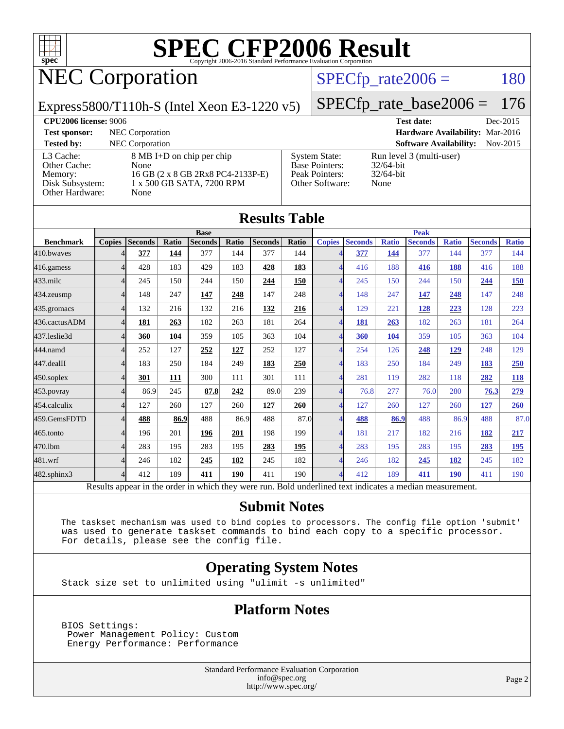# SPEC CFP2006 Result

Copyright 2006-2016 Standard Performance Evaluation Corporation

## NEC Corporation

Express5800/T110h-S (Intel Xeon E3-1220 v5)

SPECfp_rate2006 = 180

SPECfp_rate_base2006 = 176

| | | | |
|---|---|---|---|
| **CPU2006 license:** 9006 | | **Test date:** | Dec-2015 |
| **Test sponsor:** | NEC Corporation | **Hardware Availability:** | Mar-2016 |
| **Tested by:** | NEC Corporation | **Software Availability:** | Nov-2015 |

| | | | |
|---|---|---|---|
| L3 Cache: | 8 MB I+D on chip per chip | System State: | Run level 3 (multi-user) |
| Other Cache: | None | Base Pointers: | 32/64-bit |
| Memory: | 16 GB (2 x 8 GB 2Rx8 PC4-2133P-E) | Peak Pointers: | 32/64-bit |
| Disk Subsystem: | 1 x 500 GB SATA, 7200 RPM | Other Software: | None |
| Other Hardware: | None | | |

## Results Table

| | Base | | | | | | | Peak | | | | | | |
|---|---|---|---|---|---|---|---|---|---|---|---|---|---|---|
| **Benchmark** | **Copies** | **Seconds** | **Ratio** | **Seconds** | **Ratio** | **Seconds** | **Ratio** | **Copies** | **Seconds** | **Ratio** | **Seconds** | **Ratio** | **Seconds** | **Ratio** |
| 410.bwaves | 4 | **377** | **144** | 377 | 144 | 377 | 144 | 4 | **377** | **144** | 377 | 144 | 377 | 144 |
| 416.gamess | 4 | 428 | 183 | 429 | 183 | **428** | **183** | 4 | 416 | 188 | **416** | **188** | 416 | 188 |
| 433.milc | 4 | 245 | 150 | 244 | 150 | **244** | **150** | 4 | 245 | 150 | 244 | 150 | **244** | **150** |
| 434.zeusmp | 4 | 148 | 247 | **147** | **248** | 147 | 248 | 4 | 148 | 247 | **147** | **248** | 147 | 248 |
| 435.gromacs | 4 | 132 | 216 | 132 | 216 | **132** | **216** | 4 | 129 | 221 | **128** | **223** | 128 | 223 |
| 436.cactusADM | 4 | **181** | **263** | 182 | 263 | 181 | 264 | 4 | **181** | **263** | 182 | 263 | 181 | 264 |
| 437.leslie3d | 4 | **360** | **104** | 359 | 105 | 363 | 104 | 4 | **360** | **104** | 359 | 105 | 363 | 104 |
| 444.namd | 4 | 252 | 127 | **252** | **127** | 252 | 127 | 4 | 254 | 126 | **248** | **129** | 248 | 129 |
| 447.dealII | 4 | 183 | 250 | 184 | 249 | **183** | **250** | 4 | 183 | 250 | 184 | 249 | **183** | **250** |
| 450.soplex | 4 | **301** | **111** | 300 | 111 | 301 | 111 | 4 | 281 | 119 | 282 | 118 | **282** | **118** |
| 453.povray | 4 | 86.9 | 245 | **87.8** | **242** | 89.0 | 239 | 4 | 76.8 | 277 | 76.0 | 280 | **76.3** | **279** |
| 454.calculix | 4 | 127 | 260 | 127 | 260 | **127** | **260** | 4 | 127 | 260 | 127 | 260 | **127** | **260** |
| 459.GemsFDTD | 4 | **488** | **86.9** | 488 | 86.9 | 488 | 87.0 | 4 | **488** | **86.9** | 488 | 86.9 | 488 | 87.0 |
| 465.tonto | 4 | 196 | 201 | **196** | **201** | 198 | 199 | 4 | 181 | 217 | 182 | 216 | **182** | **217** |
| 470.lbm | 4 | 283 | 195 | 283 | 195 | **283** | **195** | 4 | 283 | 195 | 283 | 195 | **283** | **195** |
| 481.wrf | 4 | 246 | 182 | **245** | **182** | 245 | 182 | 4 | 246 | 182 | **245** | **182** | 245 | 182 |
| 482.sphinx3 | 4 | 412 | 189 | **411** | **190** | 411 | 190 | 4 | 412 | 189 | **411** | **190** | 411 | 190 |

Results appear in the order in which they were run. Bold underlined text indicates a median measurement.

## Submit Notes

```
The taskset mechanism was used to bind copies to processors. The config file option 'submit'
was used to generate taskset commands to bind each copy to a specific processor.
For details, please see the config file.
```

## Operating System Notes

```
Stack size set to unlimited using "ulimit -s unlimited"
```

## Platform Notes

```
BIOS Settings:
 Power Management Policy: Custom
 Energy Performance: Performance
```

Standard Performance Evaluation Corporation
info@spec.org
http://www.spec.org/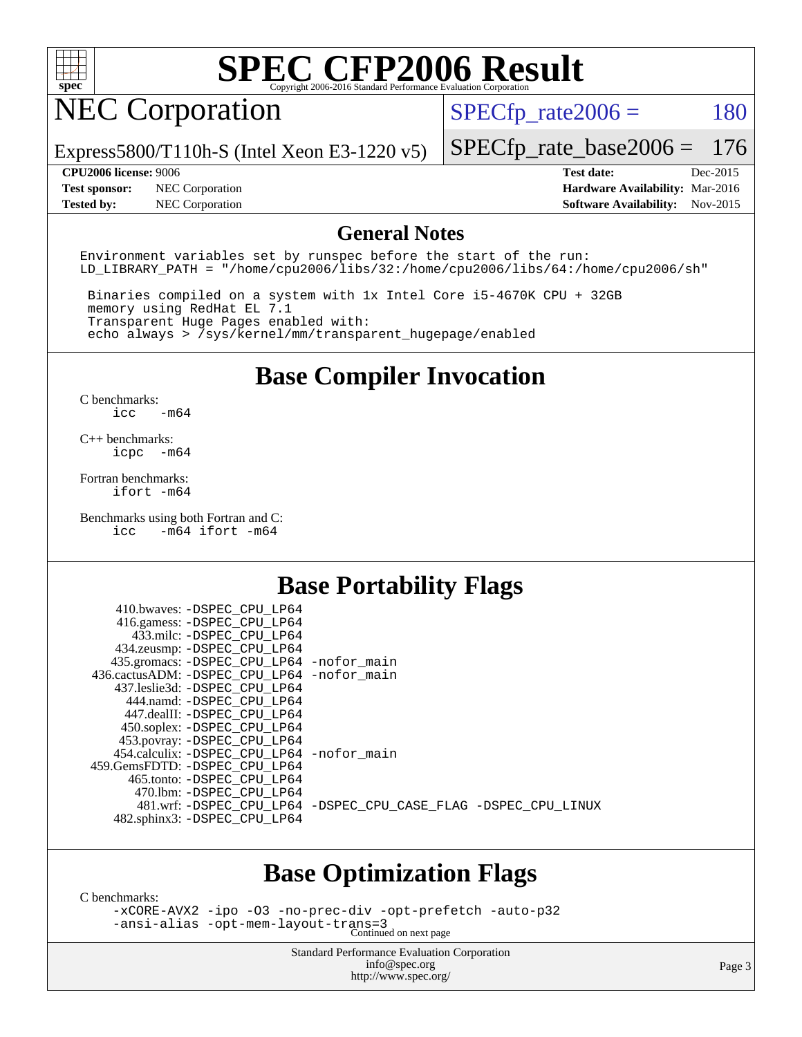# SPEC CFP2006 Result

Copyright 2006-2016 Standard Performance Evaluation Corporation

## NEC Corporation

Express5800/T110h-S (Intel Xeon E3-1220 v5)

SPECfp_rate2006 = 180

SPECfp_rate_base2006 = 176

**CPU2006 license:** 9006
**Test sponsor:** NEC Corporation
**Tested by:** NEC Corporation

**Test date:** Dec-2015
**Hardware Availability:** Mar-2016
**Software Availability:** Nov-2015

## General Notes

```
Environment variables set by runspec before the start of the run:
LD_LIBRARY_PATH = "/home/cpu2006/libs/32:/home/cpu2006/libs/64:/home/cpu2006/sh"

 Binaries compiled on a system with 1x Intel Core i5-4670K CPU + 32GB
 memory using RedHat EL 7.1
 Transparent Huge Pages enabled with:
 echo always > /sys/kernel/mm/transparent_hugepage/enabled
```

## Base Compiler Invocation

C benchmarks:
```
icc   -m64
```

C++ benchmarks:
```
icpc  -m64
```

Fortran benchmarks:
```
ifort -m64
```

Benchmarks using both Fortran and C:
```
icc   -m64 ifort -m64
```

## Base Portability Flags

```
    410.bwaves: -DSPEC_CPU_LP64
    416.gamess: -DSPEC_CPU_LP64
      433.milc: -DSPEC_CPU_LP64
    434.zeusmp: -DSPEC_CPU_LP64
   435.gromacs: -DSPEC_CPU_LP64 -nofor_main
 436.cactusADM: -DSPEC_CPU_LP64 -nofor_main
   437.leslie3d: -DSPEC_CPU_LP64
      444.namd: -DSPEC_CPU_LP64
    447.dealII: -DSPEC_CPU_LP64
    450.soplex: -DSPEC_CPU_LP64
    453.povray: -DSPEC_CPU_LP64
  454.calculix: -DSPEC_CPU_LP64 -nofor_main
 459.GemsFDTD: -DSPEC_CPU_LP64
     465.tonto: -DSPEC_CPU_LP64
       470.lbm: -DSPEC_CPU_LP64
       481.wrf: -DSPEC_CPU_LP64 -DSPEC_CPU_CASE_FLAG -DSPEC_CPU_LINUX
   482.sphinx3: -DSPEC_CPU_LP64
```

## Base Optimization Flags

C benchmarks:
```
-xCORE-AVX2 -ipo -O3 -no-prec-div -opt-prefetch -auto-p32
-ansi-alias -opt-mem-layout-trans=3
```

Continued on next page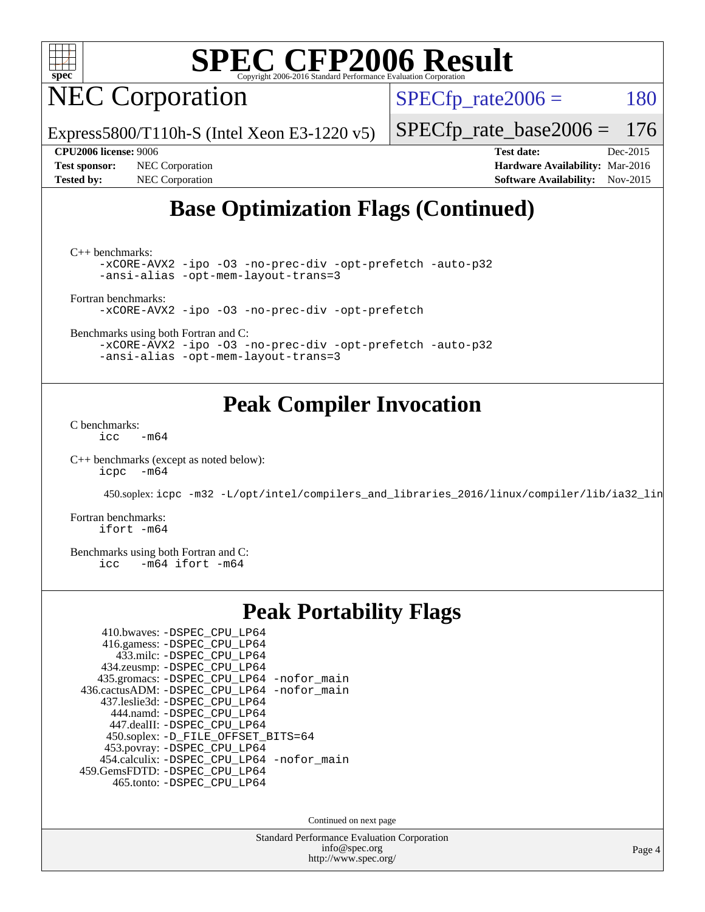# SPEC CFP2006 Result

## NEC Corporation

Express5800/T110h-S (Intel Xeon E3-1220 v5)

SPECfp_rate2006 = 180

SPECfp_rate_base2006 = 176

**CPU2006 license:** 9006
**Test sponsor:** NEC Corporation
**Tested by:** NEC Corporation

**Test date:** Dec-2015
**Hardware Availability:** Mar-2016
**Software Availability:** Nov-2015

## Base Optimization Flags (Continued)

C++ benchmarks:
```
-xCORE-AVX2 -ipo -O3 -no-prec-div -opt-prefetch -auto-p32
-ansi-alias -opt-mem-layout-trans=3
```

Fortran benchmarks:
```
-xCORE-AVX2 -ipo -O3 -no-prec-div -opt-prefetch
```

Benchmarks using both Fortran and C:
```
-xCORE-AVX2 -ipo -O3 -no-prec-div -opt-prefetch -auto-p32
-ansi-alias -opt-mem-layout-trans=3
```

## Peak Compiler Invocation

C benchmarks:
```
icc   -m64
```

C++ benchmarks (except as noted below):
```
icpc  -m64
```

450.soplex: `icpc -m32 -L/opt/intel/compilers_and_libraries_2016/linux/compiler/lib/ia32_lin`

Fortran benchmarks:
```
ifort -m64
```

Benchmarks using both Fortran and C:
```
icc   -m64 ifort -m64
```

## Peak Portability Flags

410.bwaves: `-DSPEC_CPU_LP64`
416.gamess: `-DSPEC_CPU_LP64`
433.milc: `-DSPEC_CPU_LP64`
434.zeusmp: `-DSPEC_CPU_LP64`
435.gromacs: `-DSPEC_CPU_LP64 -nofor_main`
436.cactusADM: `-DSPEC_CPU_LP64 -nofor_main`
437.leslie3d: `-DSPEC_CPU_LP64`
444.namd: `-DSPEC_CPU_LP64`
447.dealII: `-DSPEC_CPU_LP64`
450.soplex: `-D_FILE_OFFSET_BITS=64`
453.povray: `-DSPEC_CPU_LP64`
454.calculix: `-DSPEC_CPU_LP64 -nofor_main`
459.GemsFDTD: `-DSPEC_CPU_LP64`
465.tonto: `-DSPEC_CPU_LP64`

Continued on next page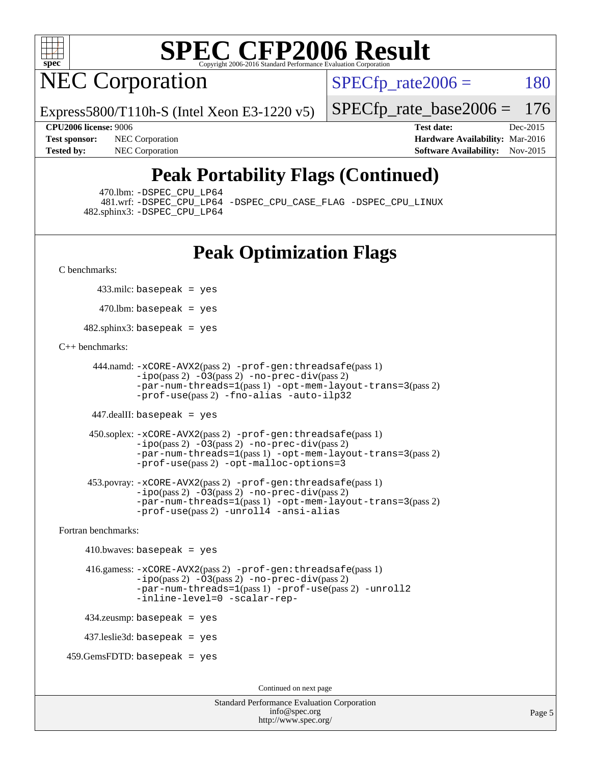# SPEC CFP2006 Result

## NEC Corporation

Express5800/T110h-S (Intel Xeon E3-1220 v5)

SPECfp_rate2006 = 180

SPECfp_rate_base2006 = 176

**CPU2006 license:** 9006 **Test date:** Dec-2015

**Test sponsor:** NEC Corporation **Hardware Availability:** Mar-2016

**Tested by:** NEC Corporation **Software Availability:** Nov-2015

## Peak Portability Flags (Continued)

470.lbm: `-DSPEC_CPU_LP64`
481.wrf: `-DSPEC_CPU_LP64 -DSPEC_CPU_CASE_FLAG -DSPEC_CPU_LINUX`
482.sphinx3: `-DSPEC_CPU_LP64`

## Peak Optimization Flags

C benchmarks:

433.milc: `basepeak = yes`

470.lbm: `basepeak = yes`

482.sphinx3: `basepeak = yes`

C++ benchmarks:

444.namd: `-xCORE-AVX2`(pass 2) `-prof-gen:threadsafe`(pass 1) `-ipo`(pass 2) `-O3`(pass 2) `-no-prec-div`(pass 2) `-par-num-threads=1`(pass 1) `-opt-mem-layout-trans=3`(pass 2) `-prof-use`(pass 2) `-fno-alias -auto-ilp32`

447.dealII: `basepeak = yes`

450.soplex: `-xCORE-AVX2`(pass 2) `-prof-gen:threadsafe`(pass 1) `-ipo`(pass 2) `-O3`(pass 2) `-no-prec-div`(pass 2) `-par-num-threads=1`(pass 1) `-opt-mem-layout-trans=3`(pass 2) `-prof-use`(pass 2) `-opt-malloc-options=3`

453.povray: `-xCORE-AVX2`(pass 2) `-prof-gen:threadsafe`(pass 1) `-ipo`(pass 2) `-O3`(pass 2) `-no-prec-div`(pass 2) `-par-num-threads=1`(pass 1) `-opt-mem-layout-trans=3`(pass 2) `-prof-use`(pass 2) `-unroll4 -ansi-alias`

Fortran benchmarks:

410.bwaves: `basepeak = yes`

416.gamess: `-xCORE-AVX2`(pass 2) `-prof-gen:threadsafe`(pass 1) `-ipo`(pass 2) `-O3`(pass 2) `-no-prec-div`(pass 2) `-par-num-threads=1`(pass 1) `-prof-use`(pass 2) `-unroll2 -inline-level=0 -scalar-rep-`

434.zeusmp: `basepeak = yes`

437.leslie3d: `basepeak = yes`

459.GemsFDTD: `basepeak = yes`

Continued on next page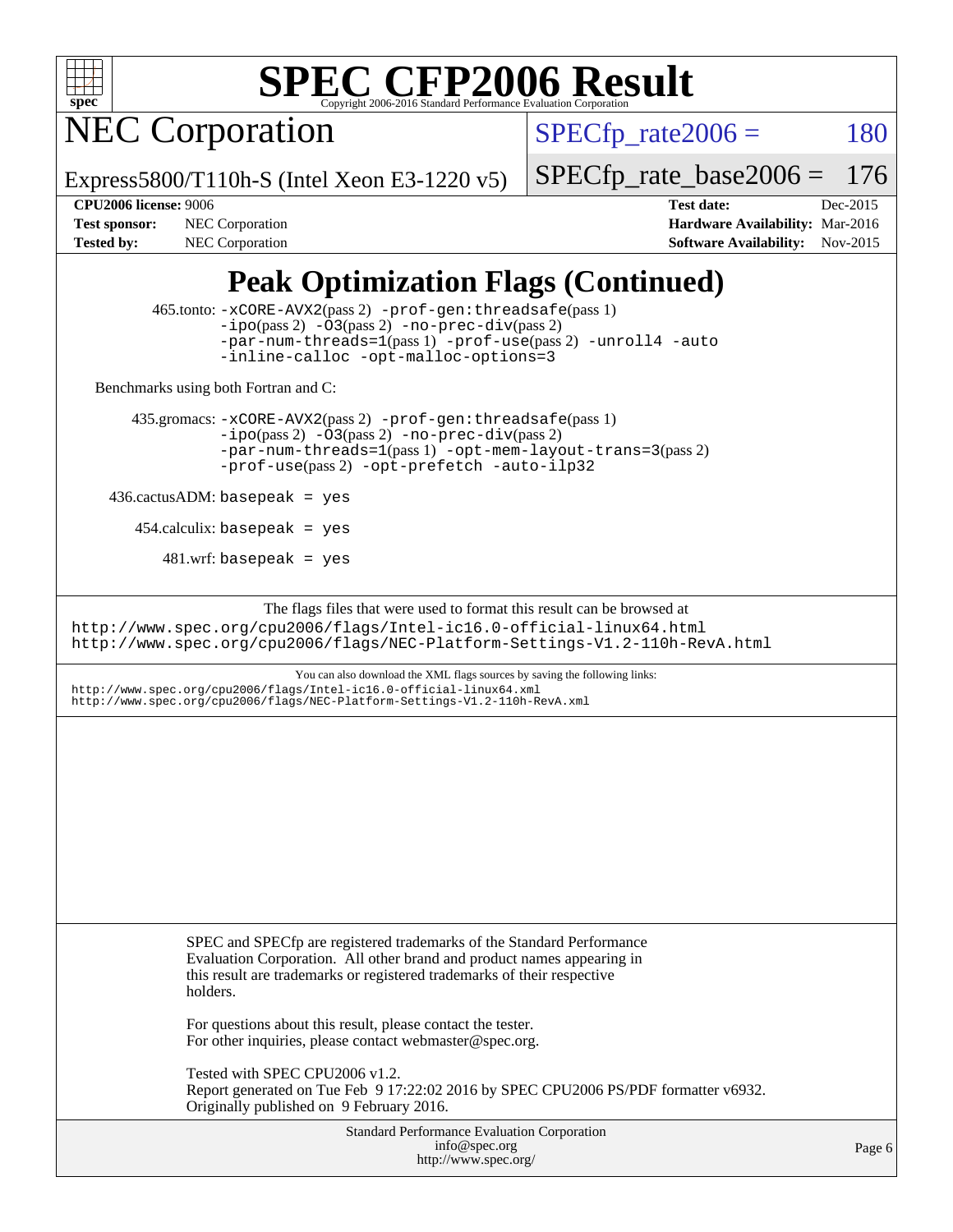# NEC Corporation

Express5800/T110h-S (Intel Xeon E3-1220 v5)

SPECfp_rate2006 = 180

SPECfp_rate_base2006 = 176

**CPU2006 license:** 9006
**Test sponsor:** NEC Corporation
**Tested by:** NEC Corporation

**Test date:** Dec-2015
**Hardware Availability:** Mar-2016
**Software Availability:** Nov-2015

## Peak Optimization Flags (Continued)

465.tonto: -xCORE-AVX2(pass 2) -prof-gen:threadsafe(pass 1) -ipo(pass 2) -O3(pass 2) -no-prec-div(pass 2) -par-num-threads=1(pass 1) -prof-use(pass 2) -unroll4 -auto -inline-calloc -opt-malloc-options=3

Benchmarks using both Fortran and C:

435.gromacs: -xCORE-AVX2(pass 2) -prof-gen:threadsafe(pass 1) -ipo(pass 2) -O3(pass 2) -no-prec-div(pass 2) -par-num-threads=1(pass 1) -opt-mem-layout-trans=3(pass 2) -prof-use(pass 2) -opt-prefetch -auto-ilp32

436.cactusADM: basepeak = yes

454.calculix: basepeak = yes

481.wrf: basepeak = yes

The flags files that were used to format this result can be browsed at
http://www.spec.org/cpu2006/flags/Intel-ic16.0-official-linux64.html
http://www.spec.org/cpu2006/flags/NEC-Platform-Settings-V1.2-110h-RevA.html

You can also download the XML flags sources by saving the following links:
http://www.spec.org/cpu2006/flags/Intel-ic16.0-official-linux64.xml
http://www.spec.org/cpu2006/flags/NEC-Platform-Settings-V1.2-110h-RevA.xml

SPEC and SPECfp are registered trademarks of the Standard Performance Evaluation Corporation. All other brand and product names appearing in this result are trademarks or registered trademarks of their respective holders.

For questions about this result, please contact the tester.
For other inquiries, please contact webmaster@spec.org.

Tested with SPEC CPU2006 v1.2.
Report generated on Tue Feb 9 17:22:02 2016 by SPEC CPU2006 PS/PDF formatter v6932.
Originally published on 9 February 2016.